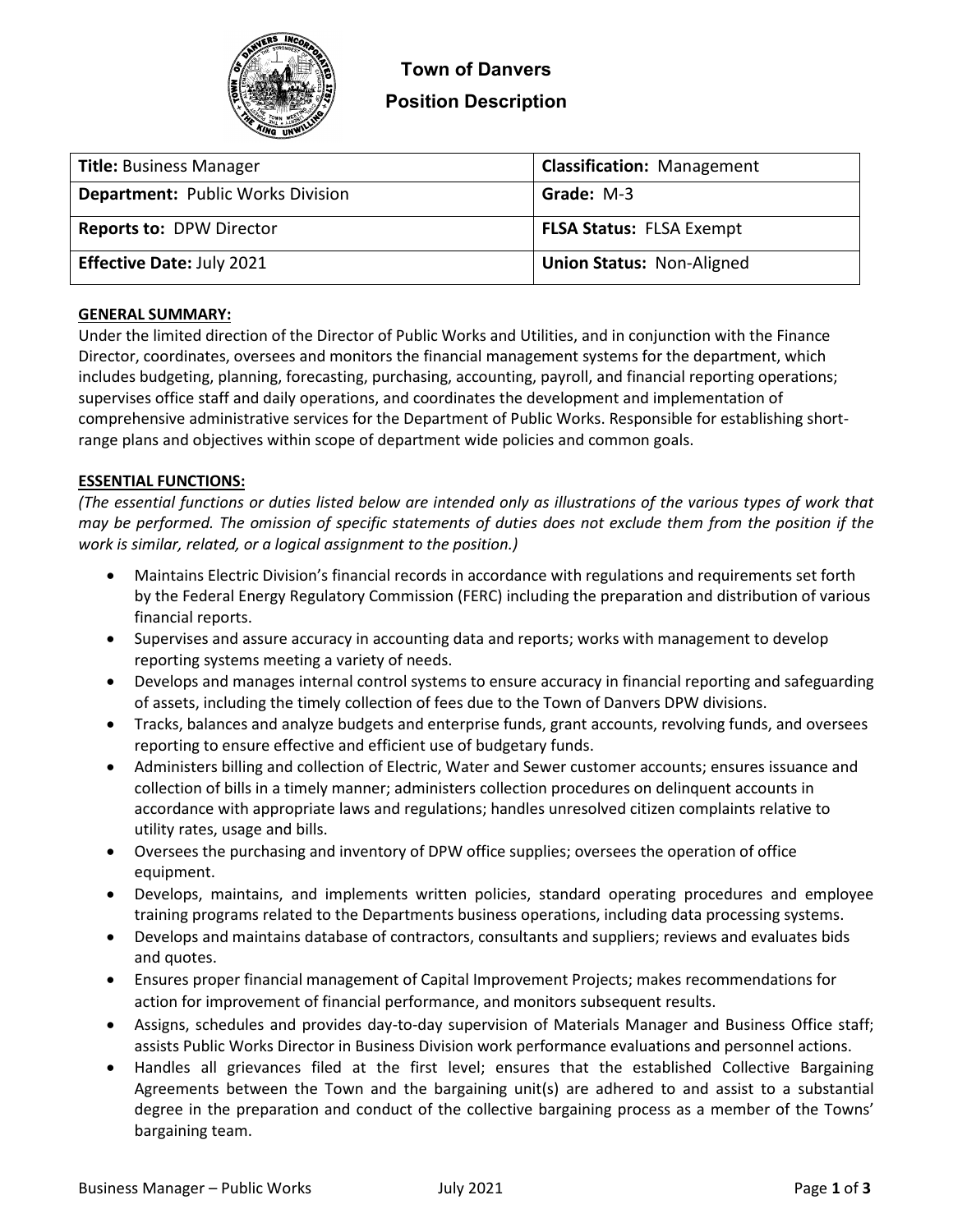# Town of Danvers

## Position Description

| **Title:** Business Manager | **Classification:** Management |
|---|---|
| **Department:** Public Works Division | **Grade:** M-3 |
| **Reports to:** DPW Director | **FLSA Status:** FLSA Exempt |
| **Effective Date:** July 2021 | **Union Status:** Non-Aligned |

### GENERAL SUMMARY:

Under the limited direction of the Director of Public Works and Utilities, and in conjunction with the Finance Director, coordinates, oversees and monitors the financial management systems for the department, which includes budgeting, planning, forecasting, purchasing, accounting, payroll, and financial reporting operations; supervises office staff and daily operations, and coordinates the development and implementation of comprehensive administrative services for the Department of Public Works. Responsible for establishing short-range plans and objectives within scope of department wide policies and common goals.

### ESSENTIAL FUNCTIONS:

*(The essential functions or duties listed below are intended only as illustrations of the various types of work that may be performed. The omission of specific statements of duties does not exclude them from the position if the work is similar, related, or a logical assignment to the position.)*

- Maintains Electric Division's financial records in accordance with regulations and requirements set forth by the Federal Energy Regulatory Commission (FERC) including the preparation and distribution of various financial reports.
- Supervises and assure accuracy in accounting data and reports; works with management to develop reporting systems meeting a variety of needs.
- Develops and manages internal control systems to ensure accuracy in financial reporting and safeguarding of assets, including the timely collection of fees due to the Town of Danvers DPW divisions.
- Tracks, balances and analyze budgets and enterprise funds, grant accounts, revolving funds, and oversees reporting to ensure effective and efficient use of budgetary funds.
- Administers billing and collection of Electric, Water and Sewer customer accounts; ensures issuance and collection of bills in a timely manner; administers collection procedures on delinquent accounts in accordance with appropriate laws and regulations; handles unresolved citizen complaints relative to utility rates, usage and bills.
- Oversees the purchasing and inventory of DPW office supplies; oversees the operation of office equipment.
- Develops, maintains, and implements written policies, standard operating procedures and employee training programs related to the Departments business operations, including data processing systems.
- Develops and maintains database of contractors, consultants and suppliers; reviews and evaluates bids and quotes.
- Ensures proper financial management of Capital Improvement Projects; makes recommendations for action for improvement of financial performance, and monitors subsequent results.
- Assigns, schedules and provides day-to-day supervision of Materials Manager and Business Office staff; assists Public Works Director in Business Division work performance evaluations and personnel actions.
- Handles all grievances filed at the first level; ensures that the established Collective Bargaining Agreements between the Town and the bargaining unit(s) are adhered to and assist to a substantial degree in the preparation and conduct of the collective bargaining process as a member of the Towns' bargaining team.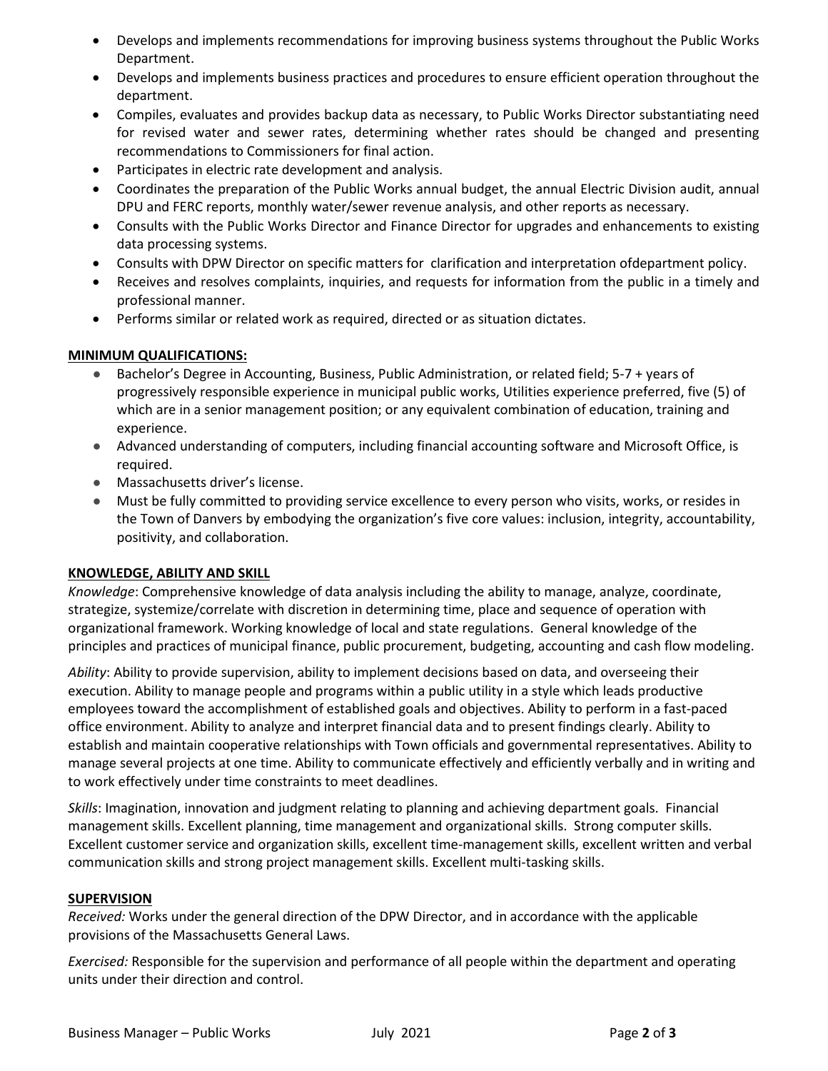- Develops and implements recommendations for improving business systems throughout the Public Works Department.
- Develops and implements business practices and procedures to ensure efficient operation throughout the department.
- Compiles, evaluates and provides backup data as necessary, to Public Works Director substantiating need for revised water and sewer rates, determining whether rates should be changed and presenting recommendations to Commissioners for final action.
- Participates in electric rate development and analysis.
- Coordinates the preparation of the Public Works annual budget, the annual Electric Division audit, annual DPU and FERC reports, monthly water/sewer revenue analysis, and other reports as necessary.
- Consults with the Public Works Director and Finance Director for upgrades and enhancements to existing data processing systems.
- Consults with DPW Director on specific matters for clarification and interpretation ofdepartment policy.
- Receives and resolves complaints, inquiries, and requests for information from the public in a timely and professional manner.
- Performs similar or related work as required, directed or as situation dictates.

**MINIMUM QUALIFICATIONS:**

- Bachelor's Degree in Accounting, Business, Public Administration, or related field; 5-7 + years of progressively responsible experience in municipal public works, Utilities experience preferred, five (5) of which are in a senior management position; or any equivalent combination of education, training and experience.
- Advanced understanding of computers, including financial accounting software and Microsoft Office, is required.
- Massachusetts driver's license.
- Must be fully committed to providing service excellence to every person who visits, works, or resides in the Town of Danvers by embodying the organization's five core values: inclusion, integrity, accountability, positivity, and collaboration.

**KNOWLEDGE, ABILITY AND SKILL**

*Knowledge*: Comprehensive knowledge of data analysis including the ability to manage, analyze, coordinate, strategize, systemize/correlate with discretion in determining time, place and sequence of operation with organizational framework. Working knowledge of local and state regulations. General knowledge of the principles and practices of municipal finance, public procurement, budgeting, accounting and cash flow modeling.

*Ability*: Ability to provide supervision, ability to implement decisions based on data, and overseeing their execution. Ability to manage people and programs within a public utility in a style which leads productive employees toward the accomplishment of established goals and objectives. Ability to perform in a fast-paced office environment. Ability to analyze and interpret financial data and to present findings clearly. Ability to establish and maintain cooperative relationships with Town officials and governmental representatives. Ability to manage several projects at one time. Ability to communicate effectively and efficiently verbally and in writing and to work effectively under time constraints to meet deadlines.

*Skills*: Imagination, innovation and judgment relating to planning and achieving department goals. Financial management skills. Excellent planning, time management and organizational skills. Strong computer skills. Excellent customer service and organization skills, excellent time-management skills, excellent written and verbal communication skills and strong project management skills. Excellent multi-tasking skills.

**SUPERVISION**

*Received:* Works under the general direction of the DPW Director, and in accordance with the applicable provisions of the Massachusetts General Laws.

*Exercised:* Responsible for the supervision and performance of all people within the department and operating units under their direction and control.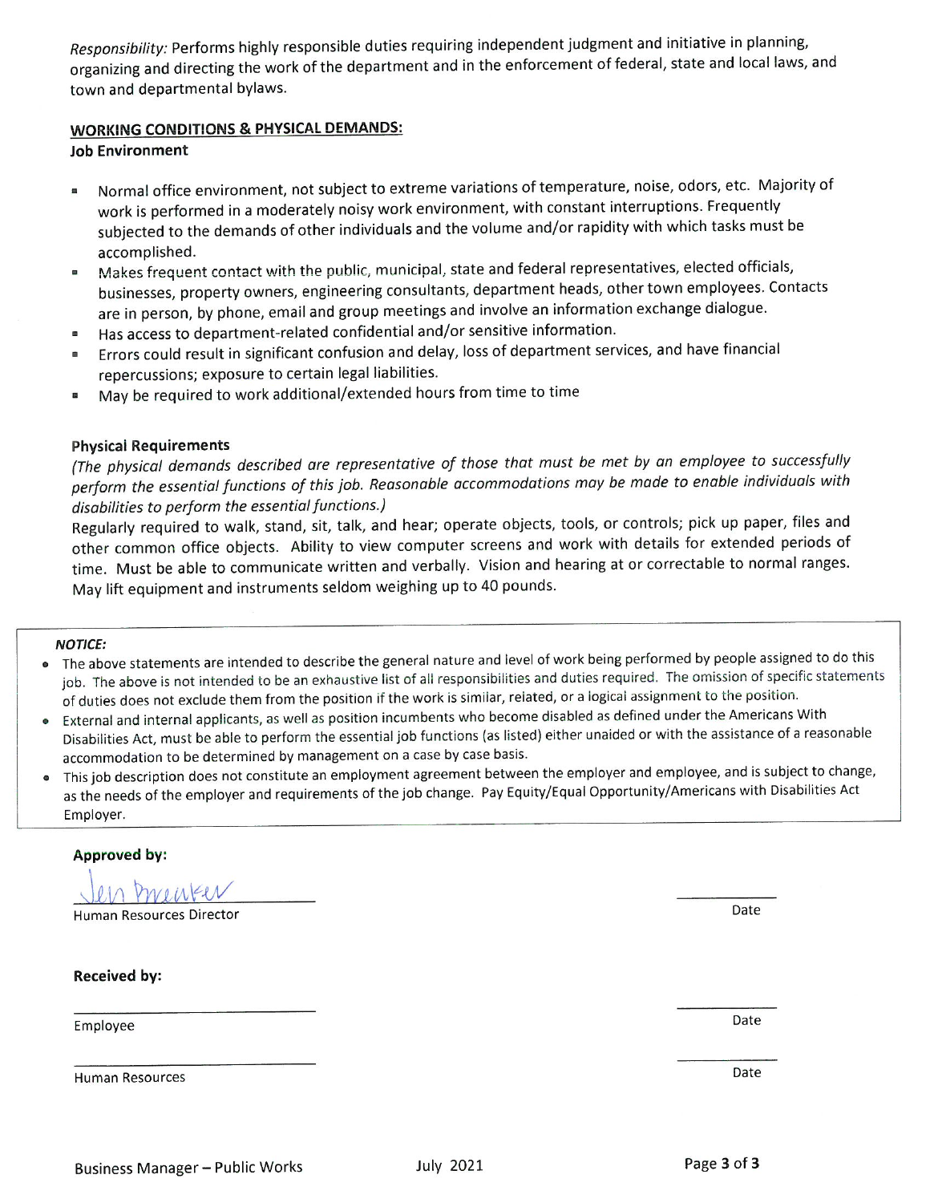*Responsibility:* Performs highly responsible duties requiring independent judgment and initiative in planning, organizing and directing the work of the department and in the enforcement of federal, state and local laws, and town and departmental bylaws.

## WORKING CONDITIONS & PHYSICAL DEMANDS:

### Job Environment

- Normal office environment, not subject to extreme variations of temperature, noise, odors, etc. Majority of work is performed in a moderately noisy work environment, with constant interruptions. Frequently subjected to the demands of other individuals and the volume and/or rapidity with which tasks must be accomplished.
- Makes frequent contact with the public, municipal, state and federal representatives, elected officials, businesses, property owners, engineering consultants, department heads, other town employees. Contacts are in person, by phone, email and group meetings and involve an information exchange dialogue.
- Has access to department-related confidential and/or sensitive information.
- Errors could result in significant confusion and delay, loss of department services, and have financial repercussions; exposure to certain legal liabilities.
- May be required to work additional/extended hours from time to time

### Physical Requirements

*(The physical demands described are representative of those that must be met by an employee to successfully perform the essential functions of this job. Reasonable accommodations may be made to enable individuals with disabilities to perform the essential functions.)*

Regularly required to walk, stand, sit, talk, and hear; operate objects, tools, or controls; pick up paper, files and other common office objects. Ability to view computer screens and work with details for extended periods of time. Must be able to communicate written and verbally. Vision and hearing at or correctable to normal ranges. May lift equipment and instruments seldom weighing up to 40 pounds.

***NOTICE:***

- The above statements are intended to describe the general nature and level of work being performed by people assigned to do this job. The above is not intended to be an exhaustive list of all responsibilities and duties required. The omission of specific statements of duties does not exclude them from the position if the work is similar, related, or a logical assignment to the position.
- External and internal applicants, as well as position incumbents who become disabled as defined under the Americans With Disabilities Act, must be able to perform the essential job functions (as listed) either unaided or with the assistance of a reasonable accommodation to be determined by management on a case by case basis.
- This job description does not constitute an employment agreement between the employer and employee, and is subject to change, as the needs of the employer and requirements of the job change. Pay Equity/Equal Opportunity/Americans with Disabilities Act Employer.

**Approved by:**

Jen Breaker
Human Resources Director — Date: ____________

**Received by:**

____________________
Employee — Date: ____________

____________________
Human Resources — Date: ____________

Business Manager – Public Works July 2021